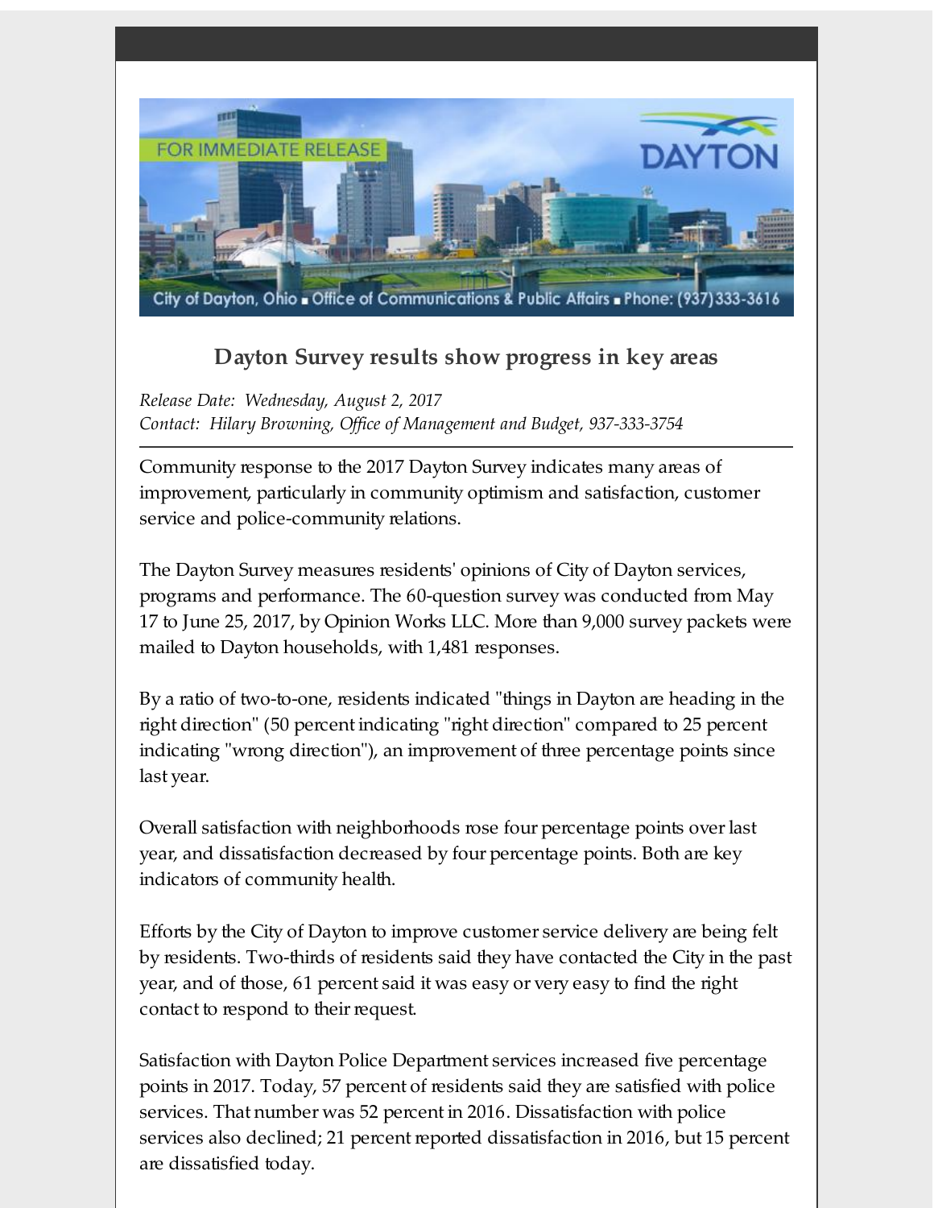FOR IMMEDIATE RELEASE

DAYTON

City of Dayton, Ohio ▪ Office of Communications & Public Affairs ▪ Phone: (937)333-3616

## Dayton Survey results show progress in key areas

*Release Date: Wednesday, August 2, 2017*
*Contact: Hilary Browning, Office of Management and Budget, 937-333-3754*

---

Community response to the 2017 Dayton Survey indicates many areas of improvement, particularly in community optimism and satisfaction, customer service and police-community relations.

The Dayton Survey measures residents' opinions of City of Dayton services, programs and performance. The 60-question survey was conducted from May 17 to June 25, 2017, by Opinion Works LLC. More than 9,000 survey packets were mailed to Dayton households, with 1,481 responses.

By a ratio of two-to-one, residents indicated "things in Dayton are heading in the right direction" (50 percent indicating "right direction" compared to 25 percent indicating "wrong direction"), an improvement of three percentage points since last year.

Overall satisfaction with neighborhoods rose four percentage points over last year, and dissatisfaction decreased by four percentage points. Both are key indicators of community health.

Efforts by the City of Dayton to improve customer service delivery are being felt by residents. Two-thirds of residents said they have contacted the City in the past year, and of those, 61 percent said it was easy or very easy to find the right contact to respond to their request.

Satisfaction with Dayton Police Department services increased five percentage points in 2017. Today, 57 percent of residents said they are satisfied with police services. That number was 52 percent in 2016. Dissatisfaction with police services also declined; 21 percent reported dissatisfaction in 2016, but 15 percent are dissatisfied today.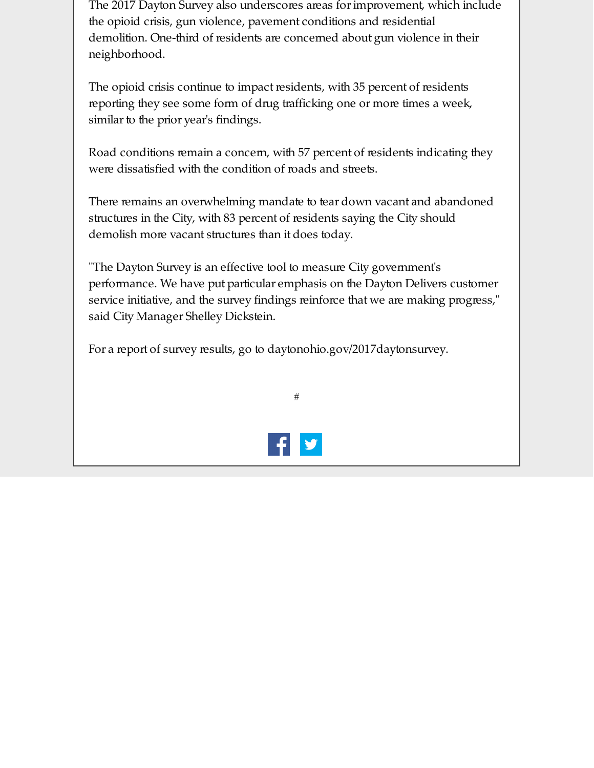The 2017 Dayton Survey also underscores areas for improvement, which include the opioid crisis, gun violence, pavement conditions and residential demolition. One-third of residents are concerned about gun violence in their neighborhood.

The opioid crisis continue to impact residents, with 35 percent of residents reporting they see some form of drug trafficking one or more times a week, similar to the prior year's findings.

Road conditions remain a concern, with 57 percent of residents indicating they were dissatisfied with the condition of roads and streets.

There remains an overwhelming mandate to tear down vacant and abandoned structures in the City, with 83 percent of residents saying the City should demolish more vacant structures than it does today.

"The Dayton Survey is an effective tool to measure City government's performance. We have put particular emphasis on the Dayton Delivers customer service initiative, and the survey findings reinforce that we are making progress," said City Manager Shelley Dickstein.

For a report of survey results, go to daytonohio.gov/2017daytonsurvey.

#